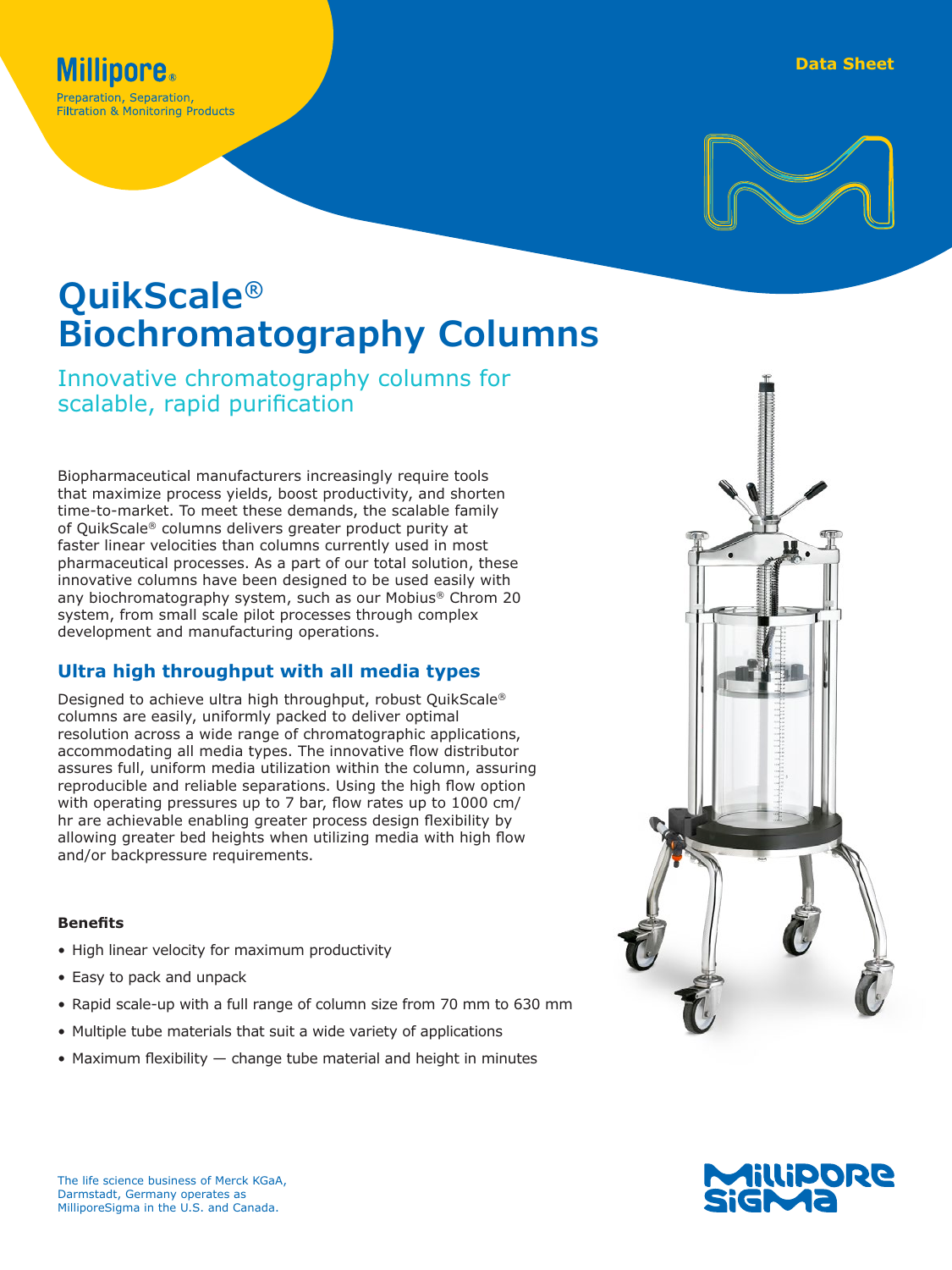Millipore®
Preparation, Separation,
Filtration & Monitoring Products

Data Sheet

# QuikScale® Biochromatography Columns

## Innovative chromatography columns for scalable, rapid purification

Biopharmaceutical manufacturers increasingly require tools that maximize process yields, boost productivity, and shorten time-to-market. To meet these demands, the scalable family of QuikScale® columns delivers greater product purity at faster linear velocities than columns currently used in most pharmaceutical processes. As a part of our total solution, these innovative columns have been designed to be used easily with any biochromatography system, such as our Mobius® Chrom 20 system, from small scale pilot processes through complex development and manufacturing operations.

## Ultra high throughput with all media types

Designed to achieve ultra high throughput, robust QuikScale® columns are easily, uniformly packed to deliver optimal resolution across a wide range of chromatographic applications, accommodating all media types. The innovative flow distributor assures full, uniform media utilization within the column, assuring reproducible and reliable separations. Using the high flow option with operating pressures up to 7 bar, flow rates up to 1000 cm/hr are achievable enabling greater process design flexibility by allowing greater bed heights when utilizing media with high flow and/or backpressure requirements.

#### Benefits

- High linear velocity for maximum productivity
- Easy to pack and unpack
- Rapid scale-up with a full range of column size from 70 mm to 630 mm
- Multiple tube materials that suit a wide variety of applications
- Maximum flexibility — change tube material and height in minutes

The life science business of Merck KGaA, Darmstadt, Germany operates as MilliporeSigma in the U.S. and Canada.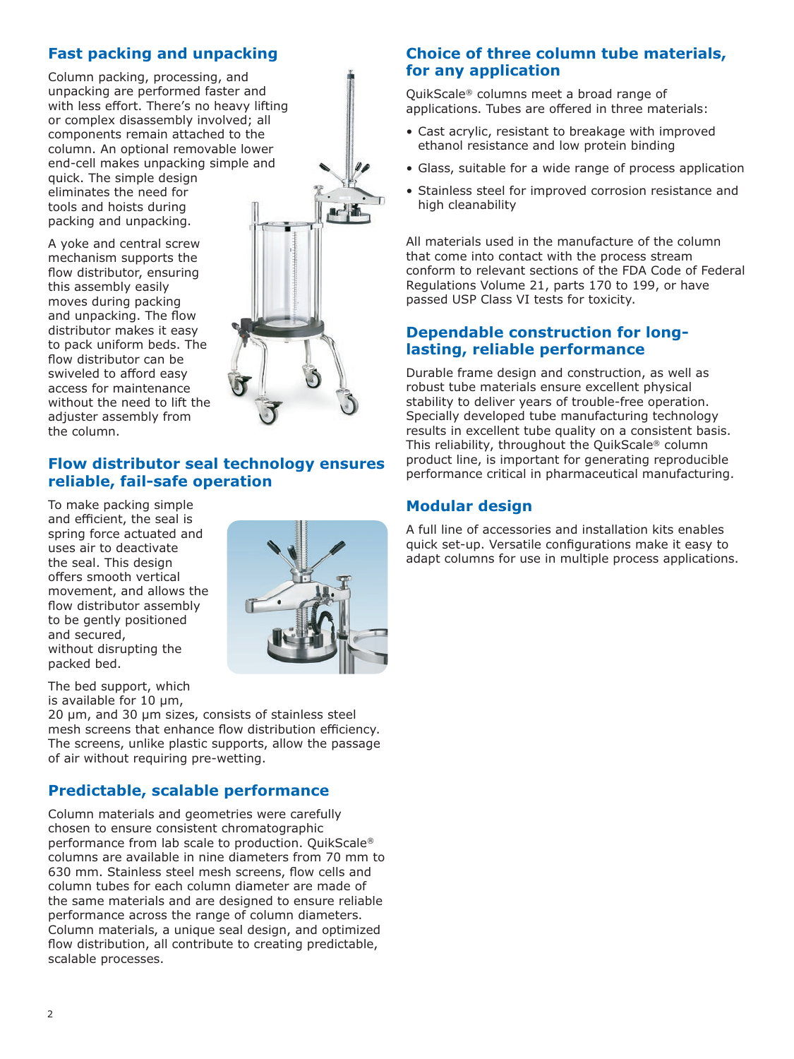## Fast packing and unpacking

Column packing, processing, and unpacking are performed faster and with less effort. There's no heavy lifting or complex disassembly involved; all components remain attached to the column. An optional removable lower end-cell makes unpacking simple and quick. The simple design eliminates the need for tools and hoists during packing and unpacking.

A yoke and central screw mechanism supports the flow distributor, ensuring this assembly easily moves during packing and unpacking. The flow distributor makes it easy to pack uniform beds. The flow distributor can be swiveled to afford easy access for maintenance without the need to lift the adjuster assembly from the column.

## Flow distributor seal technology ensures reliable, fail-safe operation

To make packing simple and efficient, the seal is spring force actuated and uses air to deactivate the seal. This design offers smooth vertical movement, and allows the flow distributor assembly to be gently positioned and secured, without disrupting the packed bed.

The bed support, which is available for 10 µm, 20 µm, and 30 µm sizes, consists of stainless steel mesh screens that enhance flow distribution efficiency. The screens, unlike plastic supports, allow the passage of air without requiring pre-wetting.

## Predictable, scalable performance

Column materials and geometries were carefully chosen to ensure consistent chromatographic performance from lab scale to production. QuikScale® columns are available in nine diameters from 70 mm to 630 mm. Stainless steel mesh screens, flow cells and column tubes for each column diameter are made of the same materials and are designed to ensure reliable performance across the range of column diameters. Column materials, a unique seal design, and optimized flow distribution, all contribute to creating predictable, scalable processes.

## Choice of three column tube materials, for any application

QuikScale® columns meet a broad range of applications. Tubes are offered in three materials:

- Cast acrylic, resistant to breakage with improved ethanol resistance and low protein binding
- Glass, suitable for a wide range of process application
- Stainless steel for improved corrosion resistance and high cleanability

All materials used in the manufacture of the column that come into contact with the process stream conform to relevant sections of the FDA Code of Federal Regulations Volume 21, parts 170 to 199, or have passed USP Class VI tests for toxicity.

## Dependable construction for long-lasting, reliable performance

Durable frame design and construction, as well as robust tube materials ensure excellent physical stability to deliver years of trouble-free operation. Specially developed tube manufacturing technology results in excellent tube quality on a consistent basis. This reliability, throughout the QuikScale® column product line, is important for generating reproducible performance critical in pharmaceutical manufacturing.

## Modular design

A full line of accessories and installation kits enables quick set-up. Versatile configurations make it easy to adapt columns for use in multiple process applications.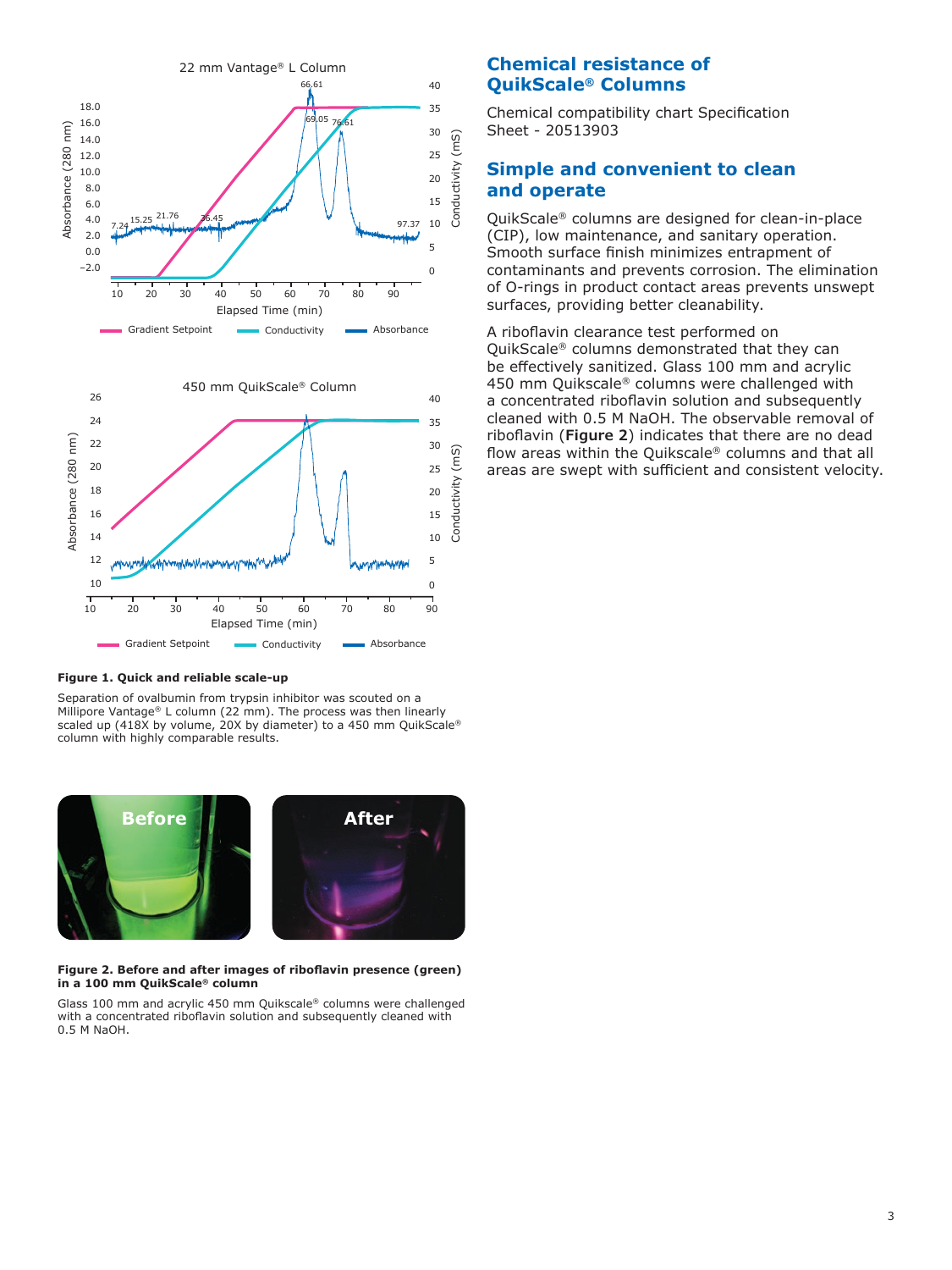## Chemical resistance of QuikScale® Columns

Chemical compatibility chart Specification Sheet - 20513903

## Simple and convenient to clean and operate

QuikScale® columns are designed for clean-in-place (CIP), low maintenance, and sanitary operation. Smooth surface finish minimizes entrapment of contaminants and prevents corrosion. The elimination of O-rings in product contact areas prevents unswept surfaces, providing better cleanability.

A riboflavin clearance test performed on QuikScale® columns demonstrated that they can be effectively sanitized. Glass 100 mm and acrylic 450 mm Quikscale® columns were challenged with a concentrated riboflavin solution and subsequently cleaned with 0.5 M NaOH. The observable removal of riboflavin (**Figure 2**) indicates that there are no dead flow areas within the Quikscale® columns and that all areas are swept with sufficient and consistent velocity.

**Figure 1. Quick and reliable scale-up**

Separation of ovalbumin from trypsin inhibitor was scouted on a Millipore Vantage® L column (22 mm). The process was then linearly scaled up (418X by volume, 20X by diameter) to a 450 mm QuikScale® column with highly comparable results.

**Figure 2. Before and after images of riboflavin presence (green) in a 100 mm QuikScale® column**

Glass 100 mm and acrylic 450 mm Quikscale® columns were challenged with a concentrated riboflavin solution and subsequently cleaned with 0.5 M NaOH.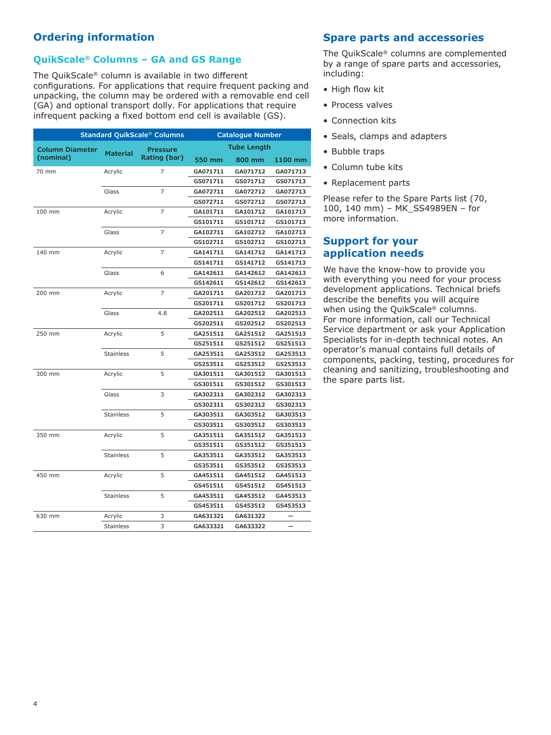## Ordering information

### QuikScale® Columns – GA and GS Range

The QuikScale® column is available in two different configurations. For applications that require frequent packing and unpacking, the column may be ordered with a removable end cell (GA) and optional transport dolly. For applications that require infrequent packing a fixed bottom end cell is available (GS).

| Standard QuikScale® Columns | | | Catalogue Number | | |
|---|---|---|---|---|---|
| | | | Tube Length | | |
| Column Diameter (nominal) | Material | Pressure Rating (bar) | 550 mm | 800 mm | 1100 mm |
| 70 mm | Acrylic | 7 | GA071711 | GA071712 | GA071713 |
| | | | GS071711 | GS071712 | GS071713 |
| | Glass | 7 | GA072711 | GA072712 | GA072713 |
| | | | GS072711 | GS072712 | GS072713 |
| 100 mm | Acrylic | 7 | GA101711 | GA101712 | GA101713 |
| | | | GS101711 | GS101712 | GS101713 |
| | Glass | 7 | GA102711 | GA102712 | GA102713 |
| | | | GS102711 | GS102712 | GS102713 |
| 140 mm | Acrylic | 7 | GA141711 | GA141712 | GA141713 |
| | | | GS141711 | GS141712 | GS141713 |
| | Glass | 6 | GA142611 | GA142612 | GA142613 |
| | | | GS142611 | GS142612 | GS142613 |
| 200 mm | Acrylic | 7 | GA201711 | GA201712 | GA201713 |
| | | | GS201711 | GS201712 | GS201713 |
| | Glass | 4.8 | GA202511 | GA202512 | GA202513 |
| | | | GS202511 | GS202512 | GS202513 |
| 250 mm | Acrylic | 5 | GA251511 | GA251512 | GA251513 |
| | | | GS251511 | GS251512 | GS251513 |
| | Stainless | 5 | GA253511 | GA253512 | GA253513 |
| | | | GS253511 | GS253512 | GS253513 |
| 300 mm | Acrylic | 5 | GA301511 | GA301512 | GA301513 |
| | | | GS301511 | GS301512 | GS301513 |
| | Glass | 3 | GA302311 | GA302312 | GA302313 |
| | | | GS302311 | GS302312 | GS302313 |
| | Stainless | 5 | GA303511 | GA303512 | GA303513 |
| | | | GS303511 | GS303512 | GS303513 |
| 350 mm | Acrylic | 5 | GA351511 | GA351512 | GA351513 |
| | | | GS351511 | GS351512 | GS351513 |
| | Stainless | 5 | GA353511 | GA353512 | GA353513 |
| | | | GS353511 | GS353512 | GS353513 |
| 450 mm | Acrylic | 5 | GA451511 | GA451512 | GA451513 |
| | | | GS451511 | GS451512 | GS451513 |
| | Stainless | 5 | GA453511 | GA453512 | GA453513 |
| | | | GS453511 | GS453512 | GS453513 |
| 630 mm | Acrylic | 3 | GA631321 | GA631322 | – |
| | Stainless | 3 | GA633321 | GA633322 | – |

## Spare parts and accessories

The QuikScale® columns are complemented by a range of spare parts and accessories, including:

- High flow kit
- Process valves
- Connection kits
- Seals, clamps and adapters
- Bubble traps
- Column tube kits
- Replacement parts

Please refer to the Spare Parts list (70, 100, 140 mm) – MK_SS4989EN – for more information.

## Support for your application needs

We have the know-how to provide you with everything you need for your process development applications. Technical briefs describe the benefits you will acquire when using the QuikScale® columns. For more information, call our Technical Service department or ask your Application Specialists for in-depth technical notes. An operator's manual contains full details of components, packing, testing, procedures for cleaning and sanitizing, troubleshooting and the spare parts list.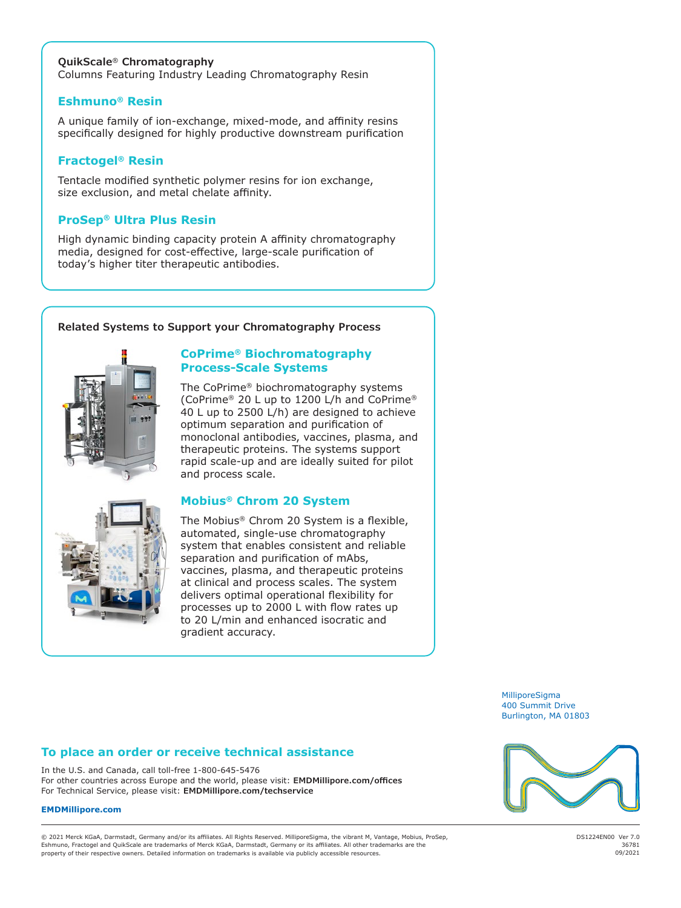**QuikScale® Chromatography**
Columns Featuring Industry Leading Chromatography Resin

### Eshmuno® Resin

A unique family of ion-exchange, mixed-mode, and affinity resins specifically designed for highly productive downstream purification

### Fractogel® Resin

Tentacle modified synthetic polymer resins for ion exchange, size exclusion, and metal chelate affinity.

### ProSep® Ultra Plus Resin

High dynamic binding capacity protein A affinity chromatography media, designed for cost-effective, large-scale purification of today's higher titer therapeutic antibodies.

**Related Systems to Support your Chromatography Process**

### CoPrime® Biochromatography Process-Scale Systems

The CoPrime® biochromatography systems (CoPrime® 20 L up to 1200 L/h and CoPrime® 40 L up to 2500 L/h) are designed to achieve optimum separation and purification of monoclonal antibodies, vaccines, plasma, and therapeutic proteins. The systems support rapid scale-up and are ideally suited for pilot and process scale.

### Mobius® Chrom 20 System

The Mobius® Chrom 20 System is a flexible, automated, single-use chromatography system that enables consistent and reliable separation and purification of mAbs, vaccines, plasma, and therapeutic proteins at clinical and process scales. The system delivers optimal operational flexibility for processes up to 2000 L with flow rates up to 20 L/min and enhanced isocratic and gradient accuracy.

MilliporeSigma
400 Summit Drive
Burlington, MA 01803

## To place an order or receive technical assistance

In the U.S. and Canada, call toll-free 1-800-645-5476
For other countries across Europe and the world, please visit: **EMDMillipore.com/offices**
For Technical Service, please visit: **EMDMillipore.com/techservice**

**EMDMillipore.com**

© 2021 Merck KGaA, Darmstadt, Germany and/or its affiliates. All Rights Reserved. MilliporeSigma, the vibrant M, Vantage, Mobius, ProSep, Eshmuno, Fractogel and QuikScale are trademarks of Merck KGaA, Darmstadt, Germany or its affiliates. All other trademarks are the property of their respective owners. Detailed information on trademarks is available via publicly accessible resources.

DS1224EN00 Ver 7.0
36781
09/2021